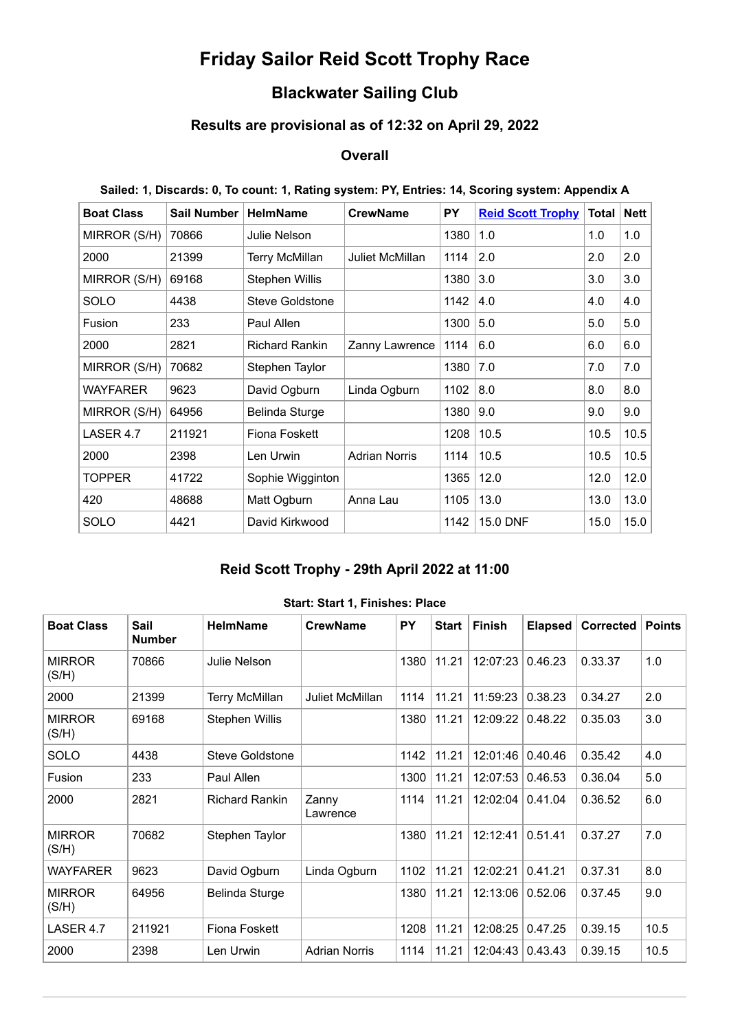# Friday Sailor Reid Scott Trophy Race

## Blackwater Sailing Club

### Results are provisional as of 12:32 on April 29, 2022

### Overall

**Sailed: 1, Discards: 0, To count: 1, Rating system: PY, Entries: 14, Scoring system: Appendix A**

| Boat Class | Sail Number | HelmName | CrewName | PY | Reid Scott Trophy | Total | Nett |
|---|---|---|---|---|---|---|---|
| MIRROR (S/H) | 70866 | Julie Nelson | | 1380 | 1.0 | 1.0 | 1.0 |
| 2000 | 21399 | Terry McMillan | Juliet McMillan | 1114 | 2.0 | 2.0 | 2.0 |
| MIRROR (S/H) | 69168 | Stephen Willis | | 1380 | 3.0 | 3.0 | 3.0 |
| SOLO | 4438 | Steve Goldstone | | 1142 | 4.0 | 4.0 | 4.0 |
| Fusion | 233 | Paul Allen | | 1300 | 5.0 | 5.0 | 5.0 |
| 2000 | 2821 | Richard Rankin | Zanny Lawrence | 1114 | 6.0 | 6.0 | 6.0 |
| MIRROR (S/H) | 70682 | Stephen Taylor | | 1380 | 7.0 | 7.0 | 7.0 |
| WAYFARER | 9623 | David Ogburn | Linda Ogburn | 1102 | 8.0 | 8.0 | 8.0 |
| MIRROR (S/H) | 64956 | Belinda Sturge | | 1380 | 9.0 | 9.0 | 9.0 |
| LASER 4.7 | 211921 | Fiona Foskett | | 1208 | 10.5 | 10.5 | 10.5 |
| 2000 | 2398 | Len Urwin | Adrian Norris | 1114 | 10.5 | 10.5 | 10.5 |
| TOPPER | 41722 | Sophie Wigginton | | 1365 | 12.0 | 12.0 | 12.0 |
| 420 | 48688 | Matt Ogburn | Anna Lau | 1105 | 13.0 | 13.0 | 13.0 |
| SOLO | 4421 | David Kirkwood | | 1142 | 15.0 DNF | 15.0 | 15.0 |

### Reid Scott Trophy - 29th April 2022 at 11:00

**Start: Start 1, Finishes: Place**

| Boat Class | Sail Number | HelmName | CrewName | PY | Start | Finish | Elapsed | Corrected | Points |
|---|---|---|---|---|---|---|---|---|---|
| MIRROR (S/H) | 70866 | Julie Nelson | | 1380 | 11.21 | 12:07:23 | 0.46.23 | 0.33.37 | 1.0 |
| 2000 | 21399 | Terry McMillan | Juliet McMillan | 1114 | 11.21 | 11:59:23 | 0.38.23 | 0.34.27 | 2.0 |
| MIRROR (S/H) | 69168 | Stephen Willis | | 1380 | 11.21 | 12:09:22 | 0.48.22 | 0.35.03 | 3.0 |
| SOLO | 4438 | Steve Goldstone | | 1142 | 11.21 | 12:01:46 | 0.40.46 | 0.35.42 | 4.0 |
| Fusion | 233 | Paul Allen | | 1300 | 11.21 | 12:07:53 | 0.46.53 | 0.36.04 | 5.0 |
| 2000 | 2821 | Richard Rankin | Zanny Lawrence | 1114 | 11.21 | 12:02:04 | 0.41.04 | 0.36.52 | 6.0 |
| MIRROR (S/H) | 70682 | Stephen Taylor | | 1380 | 11.21 | 12:12:41 | 0.51.41 | 0.37.27 | 7.0 |
| WAYFARER | 9623 | David Ogburn | Linda Ogburn | 1102 | 11.21 | 12:02:21 | 0.41.21 | 0.37.31 | 8.0 |
| MIRROR (S/H) | 64956 | Belinda Sturge | | 1380 | 11.21 | 12:13:06 | 0.52.06 | 0.37.45 | 9.0 |
| LASER 4.7 | 211921 | Fiona Foskett | | 1208 | 11.21 | 12:08:25 | 0.47.25 | 0.39.15 | 10.5 |
| 2000 | 2398 | Len Urwin | Adrian Norris | 1114 | 11.21 | 12:04:43 | 0.43.43 | 0.39.15 | 10.5 |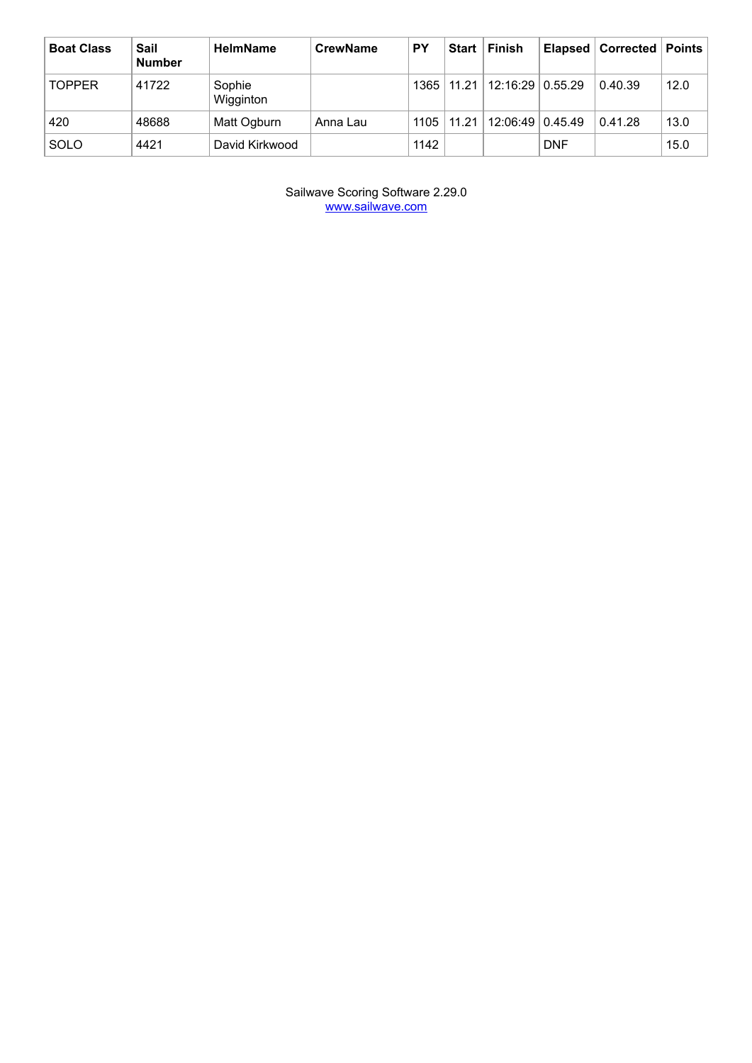| Boat Class | Sail Number | HelmName | CrewName | PY | Start | Finish | Elapsed | Corrected | Points |
|---|---|---|---|---|---|---|---|---|---|
| TOPPER | 41722 | Sophie Wigginton | | 1365 | 11.21 | 12:16:29 | 0.55.29 | 0.40.39 | 12.0 |
| 420 | 48688 | Matt Ogburn | Anna Lau | 1105 | 11.21 | 12:06:49 | 0.45.49 | 0.41.28 | 13.0 |
| SOLO | 4421 | David Kirkwood | | 1142 | | | DNF | | 15.0 |

Sailwave Scoring Software 2.29.0
www.sailwave.com